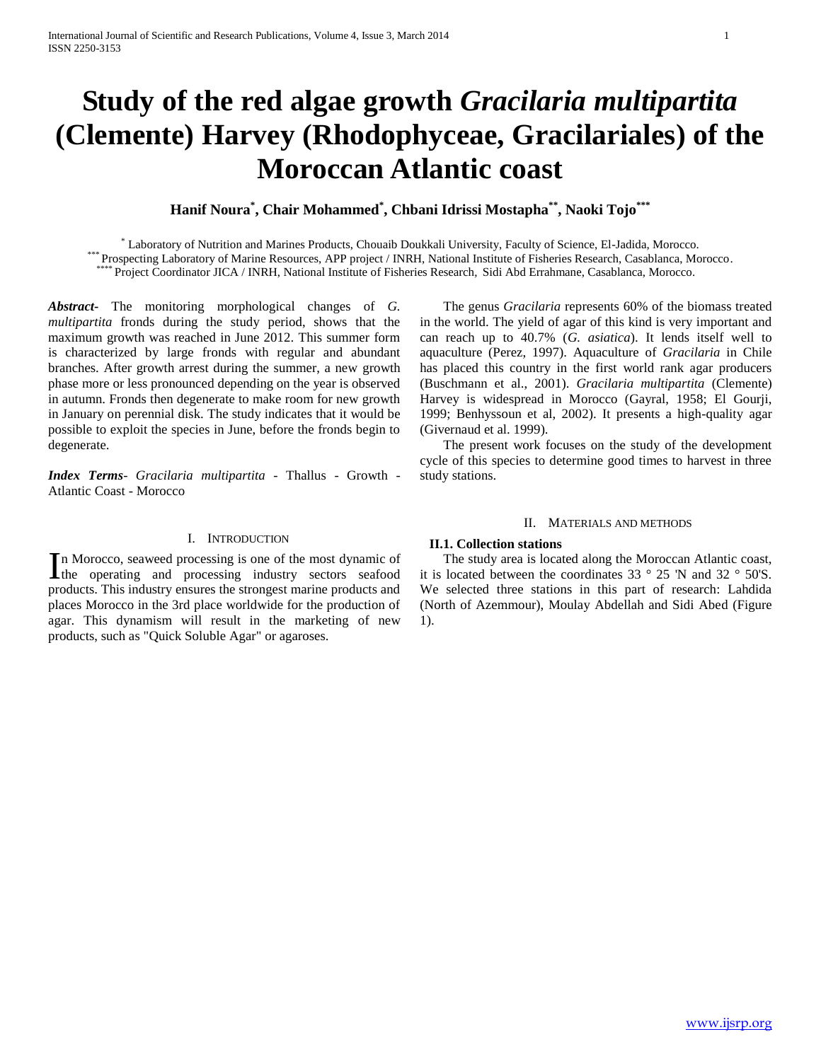# Study of the red algae growth *Gracilaria multipartita* (Clemente) Harvey (Rhodophyceae, Gracilariales) of the Moroccan Atlantic coast

**Hanif Noura[*], Chair Mohammed[*], Chbani Idrissi Mostapha[**], Naoki Tojo[***]**

[*] Laboratory of Nutrition and Marines Products, Chouaib Doukkali University, Faculty of Science, El-Jadida, Morocco.
[***] Prospecting Laboratory of Marine Resources, APP project / INRH, National Institute of Fisheries Research, Casablanca, Morocco.
[****] Project Coordinator JICA / INRH, National Institute of Fisheries Research, Sidi Abd Errahmane, Casablanca, Morocco.

***Abstract*-** The monitoring morphological changes of *G. multipartita* fronds during the study period, shows that the maximum growth was reached in June 2012. This summer form is characterized by large fronds with regular and abundant branches. After growth arrest during the summer, a new growth phase more or less pronounced depending on the year is observed in autumn. Fronds then degenerate to make room for new growth in January on perennial disk. The study indicates that it would be possible to exploit the species in June, before the fronds begin to degenerate.

***Index Terms*-** *Gracilaria multipartita* - Thallus - Growth - Atlantic Coast - Morocco

## I. INTRODUCTION

In Morocco, seaweed processing is one of the most dynamic of the operating and processing industry sectors seafood products. This industry ensures the strongest marine products and places Morocco in the 3rd place worldwide for the production of agar. This dynamism will result in the marketing of new products, such as "Quick Soluble Agar" or agaroses.

The genus *Gracilaria* represents 60% of the biomass treated in the world. The yield of agar of this kind is very important and can reach up to 40.7% (*G. asiatica*). It lends itself well to aquaculture (Perez, 1997). Aquaculture of *Gracilaria* in Chile has placed this country in the first world rank agar producers (Buschmann et al., 2001). *Gracilaria multipartita* (Clemente) Harvey is widespread in Morocco (Gayral, 1958; El Gourji, 1999; Benhyssoun et al, 2002). It presents a high-quality agar (Givernaud et al. 1999).

The present work focuses on the study of the development cycle of this species to determine good times to harvest in three study stations.

## II. MATERIALS AND METHODS

### II.1. Collection stations

The study area is located along the Moroccan Atlantic coast, it is located between the coordinates 33 ° 25 'N and 32 ° 50'S. We selected three stations in this part of research: Lahdida (North of Azemmour), Moulay Abdellah and Sidi Abed (Figure 1).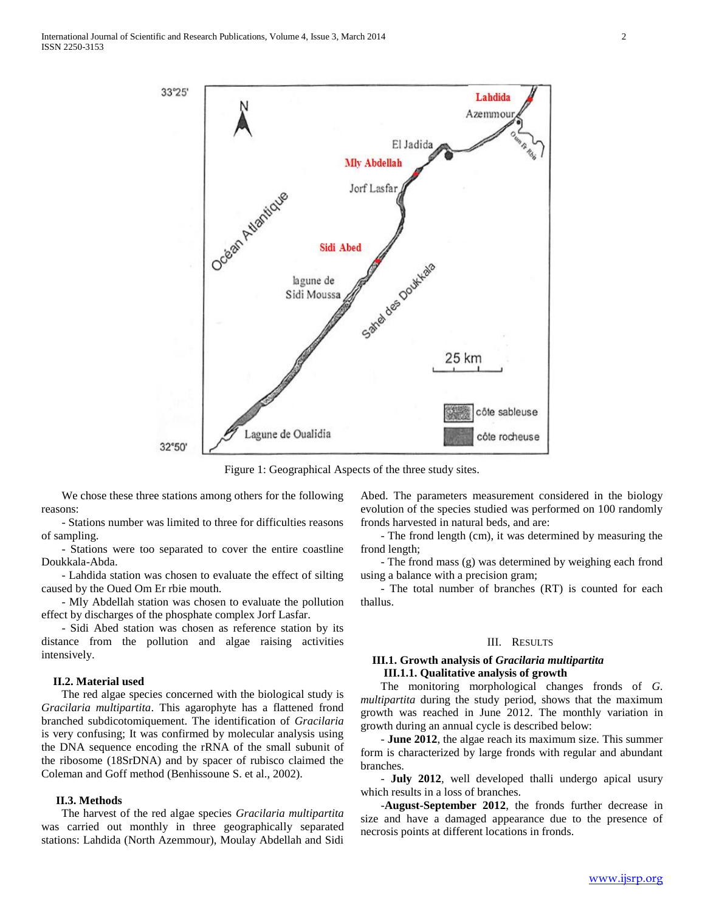Figure 1: Geographical Aspects of the three study sites.

We chose these three stations among others for the following reasons:

- Stations number was limited to three for difficulties reasons of sampling.
- Stations were too separated to cover the entire coastline Doukkala-Abda.
- Lahdida station was chosen to evaluate the effect of silting caused by the Oued Om Er rbie mouth.
- Mly Abdellah station was chosen to evaluate the pollution effect by discharges of the phosphate complex Jorf Lasfar.
- Sidi Abed station was chosen as reference station by its distance from the pollution and algae raising activities intensively.

### II.2. Material used

The red algae species concerned with the biological study is *Gracilaria multipartita*. This agarophyte has a flattened frond branched subdicotomiquement. The identification of *Gracilaria* is very confusing; It was confirmed by molecular analysis using the DNA sequence encoding the rRNA of the small subunit of the ribosome (18SrDNA) and by spacer of rubisco claimed the Coleman and Goff method (Benhissoune S. et al., 2002).

### II.3. Methods

The harvest of the red algae species *Gracilaria multipartita* was carried out monthly in three geographically separated stations: Lahdida (North Azemmour), Moulay Abdellah and Sidi Abed. The parameters measurement considered in the biology evolution of the species studied was performed on 100 randomly fronds harvested in natural beds, and are:

- The frond length (cm), it was determined by measuring the frond length;
- The frond mass (g) was determined by weighing each frond using a balance with a precision gram;
- The total number of branches (RT) is counted for each thallus.

## III. RESULTS

### III.1. Growth analysis of *Gracilaria multipartita*

#### III.1.1. Qualitative analysis of growth

The monitoring morphological changes fronds of *G. multipartita* during the study period, shows that the maximum growth was reached in June 2012. The monthly variation in growth during an annual cycle is described below:

- **June 2012**, the algae reach its maximum size. This summer form is characterized by large fronds with regular and abundant branches.
- **July 2012**, well developed thalli undergo apical usury which results in a loss of branches.
- **August-September 2012**, the fronds further decrease in size and have a damaged appearance due to the presence of necrosis points at different locations in fronds.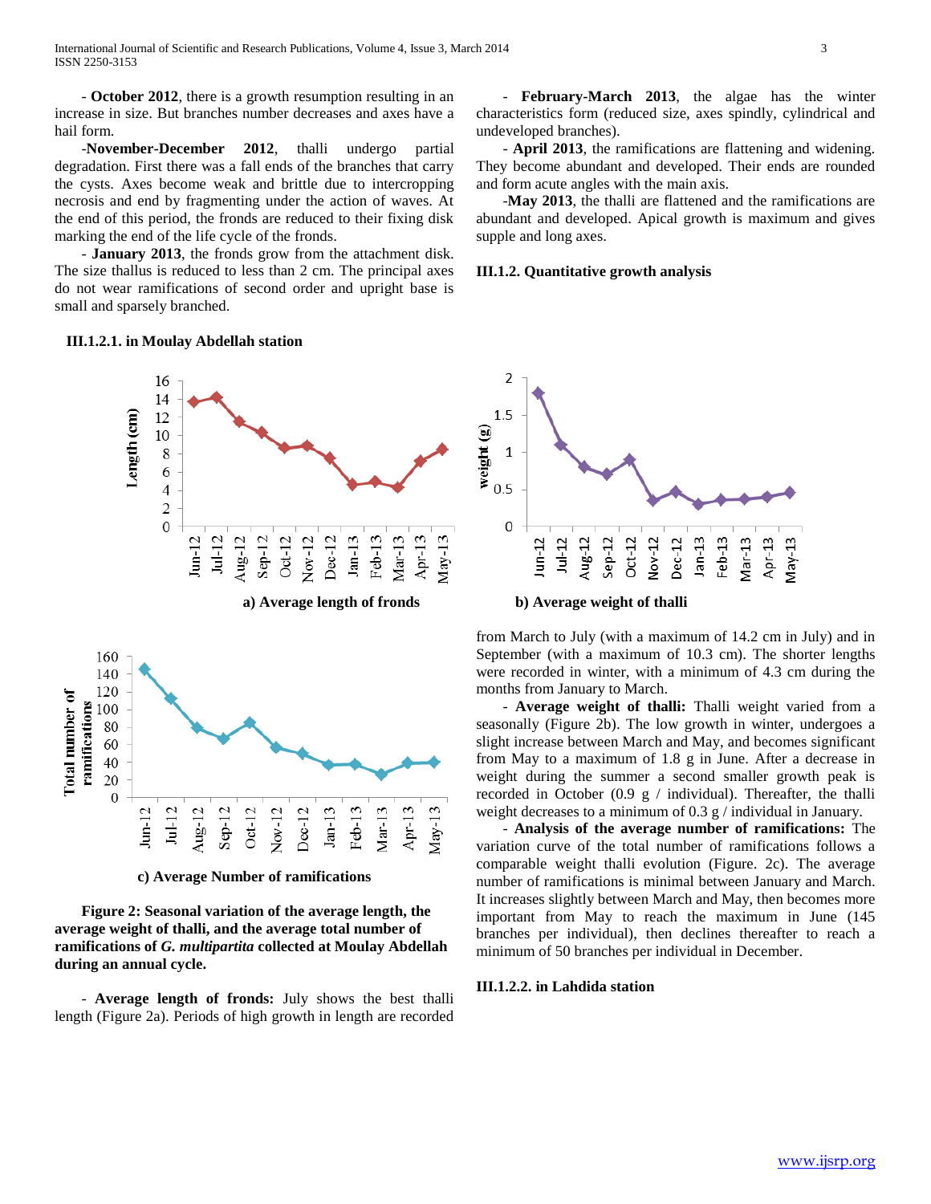- **October 2012**, there is a growth resumption resulting in an increase in size. But branches number decreases and axes have a hail form.

-**November-December 2012**, thalli undergo partial degradation. First there was a fall ends of the branches that carry the cysts. Axes become weak and brittle due to intercropping necrosis and end by fragmenting under the action of waves. At the end of this period, the fronds are reduced to their fixing disk marking the end of the life cycle of the fronds.

- **January 2013**, the fronds grow from the attachment disk. The size thallus is reduced to less than 2 cm. The principal axes do not wear ramifications of second order and upright base is small and sparsely branched.

- **February-March 2013**, the algae has the winter characteristics form (reduced size, axes spindly, cylindrical and undeveloped branches).

- **April 2013**, the ramifications are flattening and widening. They become abundant and developed. Their ends are rounded and form acute angles with the main axis.

-**May 2013**, the thalli are flattened and the ramifications are abundant and developed. Apical growth is maximum and gives supple and long axes.

### III.1.2. Quantitative growth analysis

#### III.1.2.1. in Moulay Abdellah station

a) Average length of fronds

b) Average weight of thalli

c) Average Number of ramifications

**Figure 2: Seasonal variation of the average length, the average weight of thalli, and the average total number of ramifications of *G. multipartita* collected at Moulay Abdellah during an annual cycle.**

- **Average length of fronds:** July shows the best thalli length (Figure 2a). Periods of high growth in length are recorded from March to July (with a maximum of 14.2 cm in July) and in September (with a maximum of 10.3 cm). The shorter lengths were recorded in winter, with a minimum of 4.3 cm during the months from January to March.

- **Average weight of thalli:** Thalli weight varied from a seasonally (Figure 2b). The low growth in winter, undergoes a slight increase between March and May, and becomes significant from May to a maximum of 1.8 g in June. After a decrease in weight during the summer a second smaller growth peak is recorded in October (0.9 g / individual). Thereafter, the thalli weight decreases to a minimum of 0.3 g / individual in January.

- **Analysis of the average number of ramifications:** The variation curve of the total number of ramifications follows a comparable weight thalli evolution (Figure. 2c). The average number of ramifications is minimal between January and March. It increases slightly between March and May, then becomes more important from May to reach the maximum in June (145 branches per individual), then declines thereafter to reach a minimum of 50 branches per individual in December.

#### III.1.2.2. in Lahdida station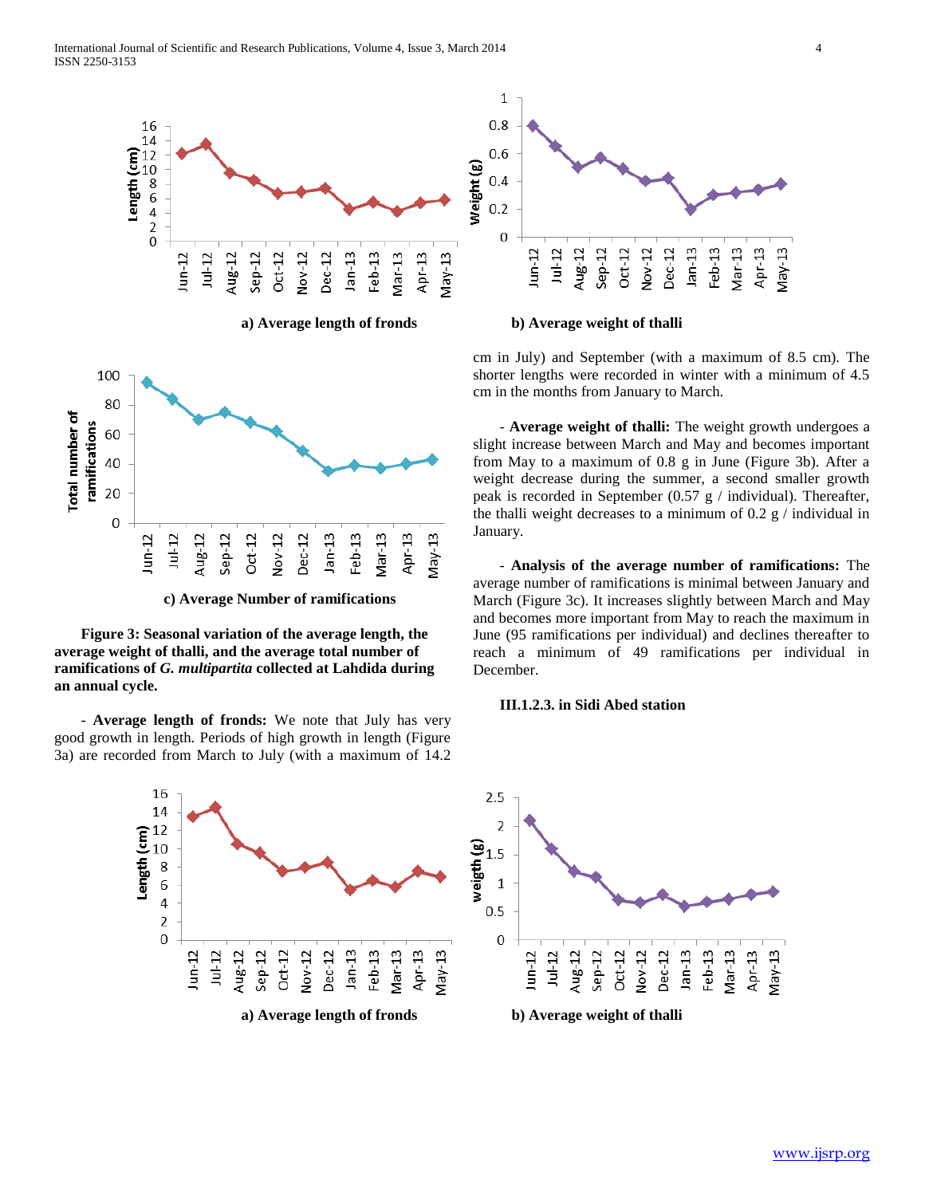a) Average length of fronds

b) Average weight of thalli

c) Average Number of ramifications

**Figure 3: Seasonal variation of the average length, the average weight of thalli, and the average total number of ramifications of *G. multipartita* collected at Lahdida during an annual cycle.**

- **Average length of fronds:** We note that July has very good growth in length. Periods of high growth in length (Figure 3a) are recorded from March to July (with a maximum of 14.2 cm in July) and September (with a maximum of 8.5 cm). The shorter lengths were recorded in winter with a minimum of 4.5 cm in the months from January to March.

- **Average weight of thalli:** The weight growth undergoes a slight increase between March and May and becomes important from May to a maximum of 0.8 g in June (Figure 3b). After a weight decrease during the summer, a second smaller growth peak is recorded in September (0.57 g / individual). Thereafter, the thalli weight decreases to a minimum of 0.2 g / individual in January.

- **Analysis of the average number of ramifications:** The average number of ramifications is minimal between January and March (Figure 3c). It increases slightly between March and May and becomes more important from May to reach the maximum in June (95 ramifications per individual) and declines thereafter to reach a minimum of 49 ramifications per individual in December.

**III.1.2.3. in Sidi Abed station**

a) Average length of fronds

b) Average weight of thalli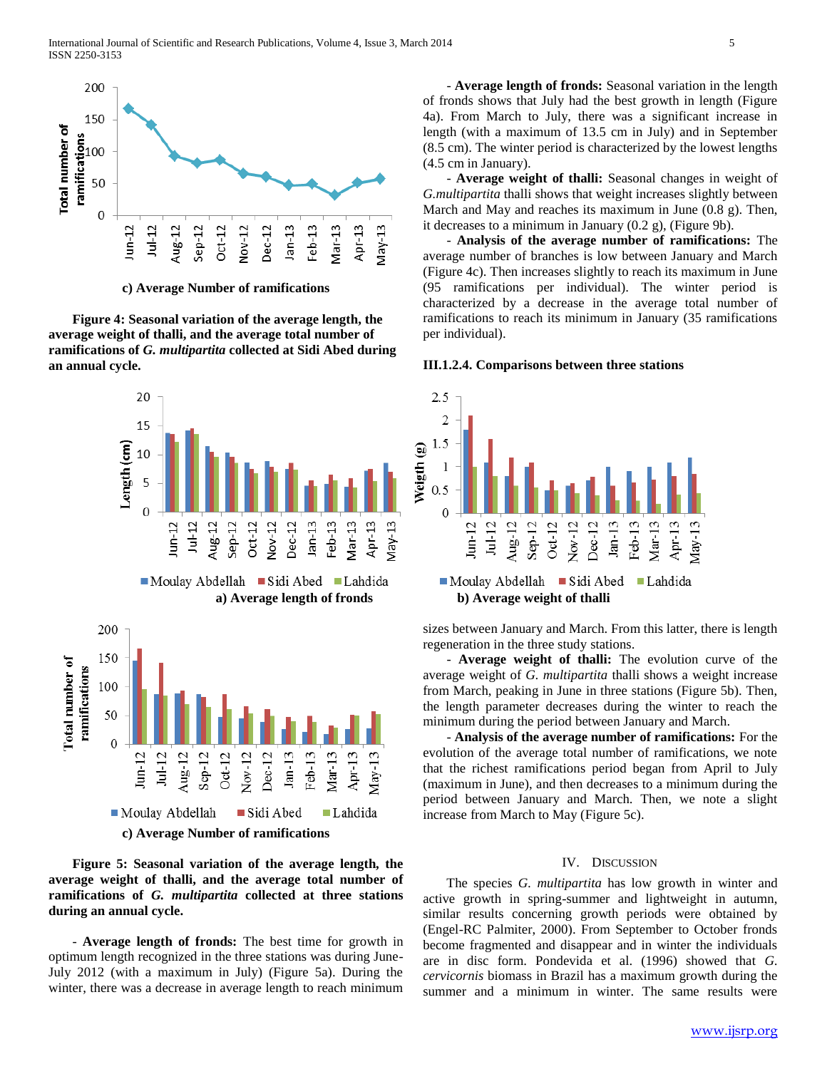c) Average Number of ramifications

**Figure 4: Seasonal variation of the average length, the average weight of thalli, and the average total number of ramifications of *G. multipartita* collected at Sidi Abed during an annual cycle.**

a) Average length of fronds

b) Average weight of thalli

c) Average Number of ramifications

**Figure 5: Seasonal variation of the average length, the average weight of thalli, and the average total number of ramifications of *G. multipartita* collected at three stations during an annual cycle.**

- **Average length of fronds:** The best time for growth in optimum length recognized in the three stations was during June-July 2012 (with a maximum in July) (Figure 5a). During the winter, there was a decrease in average length to reach minimum sizes between January and March. From this latter, there is length regeneration in the three study stations.

- **Average weight of thalli:** The evolution curve of the average weight of *G. multipartita* thalli shows a weight increase from March, peaking in June in three stations (Figure 5b). Then, the length parameter decreases during the winter to reach the minimum during the period between January and March.

- **Analysis of the average number of ramifications:** For the evolution of the average total number of ramifications, we note that the richest ramifications period began from April to July (maximum in June), and then decreases to a minimum during the period between January and March. Then, we note a slight increase from March to May (Figure 5c).

- **Average length of fronds:** Seasonal variation in the length of fronds shows that July had the best growth in length (Figure 4a). From March to July, there was a significant increase in length (with a maximum of 13.5 cm in July) and in September (8.5 cm). The winter period is characterized by the lowest lengths (4.5 cm in January).

- **Average weight of thalli:** Seasonal changes in weight of *G.multipartita* thalli shows that weight increases slightly between March and May and reaches its maximum in June (0.8 g). Then, it decreases to a minimum in January (0.2 g), (Figure 9b).

- **Analysis of the average number of ramifications:** The average number of branches is low between January and March (Figure 4c). Then increases slightly to reach its maximum in June (95 ramifications per individual). The winter period is characterized by a decrease in the average total number of ramifications to reach its minimum in January (35 ramifications per individual).

#### III.1.2.4. Comparisons between three stations

## IV. Discussion

The species *G. multipartita* has low growth in winter and active growth in spring-summer and lightweight in autumn, similar results concerning growth periods were obtained by (Engel-RC Palmiter, 2000). From September to October fronds become fragmented and disappear and in winter the individuals are in disc form. Pondevida et al. (1996) showed that *G. cervicornis* biomass in Brazil has a maximum growth during the summer and a minimum in winter. The same results were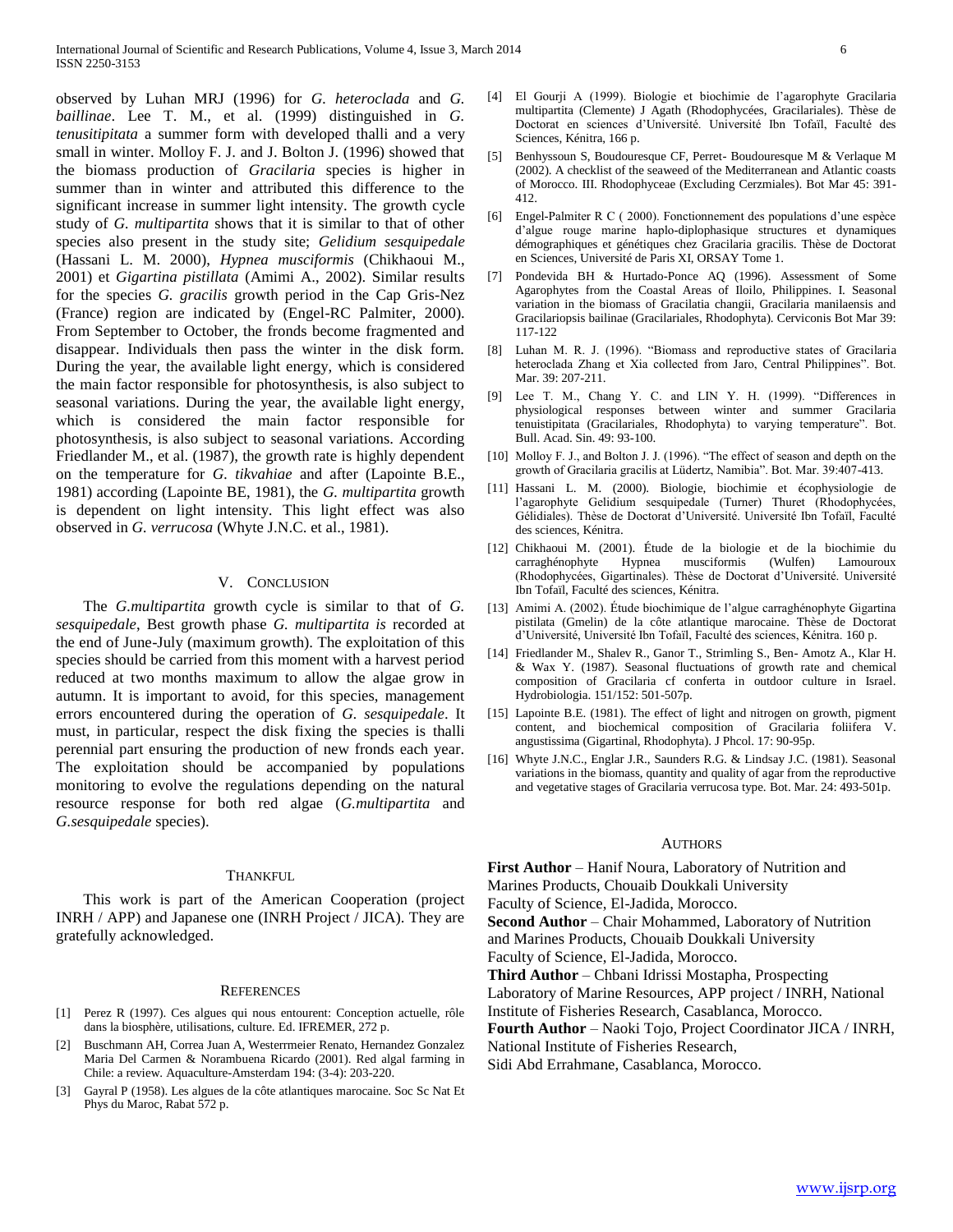observed by Luhan MRJ (1996) for *G. heteroclada* and *G. baillinae*. Lee T. M., et al. (1999) distinguished in *G. tenusitipitata* a summer form with developed thalli and a very small in winter. Molloy F. J. and J. Bolton J. (1996) showed that the biomass production of *Gracilaria* species is higher in summer than in winter and attributed this difference to the significant increase in summer light intensity. The growth cycle study of *G. multipartita* shows that it is similar to that of other species also present in the study site; *Gelidium sesquipedale* (Hassani L. M. 2000), *Hypnea musciformis* (Chikhaoui M., 2001) et *Gigartina pistillata* (Amimi A., 2002). Similar results for the species *G. gracilis* growth period in the Cap Gris-Nez (France) region are indicated by (Engel-RC Palmiter, 2000). From September to October, the fronds become fragmented and disappear. Individuals then pass the winter in the disk form. During the year, the available light energy, which is considered the main factor responsible for photosynthesis, is also subject to seasonal variations. During the year, the available light energy, which is considered the main factor responsible for photosynthesis, is also subject to seasonal variations. According Friedlander M., et al. (1987), the growth rate is highly dependent on the temperature for *G. tikvahiae* and after (Lapointe B.E., 1981) according (Lapointe BE, 1981), the *G. multipartita* growth is dependent on light intensity. This light effect was also observed in *G. verrucosa* (Whyte J.N.C. et al., 1981).

## V. Conclusion

The *G.multipartita* growth cycle is similar to that of *G. sesquipedale*, Best growth phase *G. multipartita is* recorded at the end of June-July (maximum growth). The exploitation of this species should be carried from this moment with a harvest period reduced at two months maximum to allow the algae grow in autumn. It is important to avoid, for this species, management errors encountered during the operation of *G. sesquipedale*. It must, in particular, respect the disk fixing the species is thalli perennial part ensuring the production of new fronds each year. The exploitation should be accompanied by populations monitoring to evolve the regulations depending on the natural resource response for both red algae (*G.multipartita* and *G.sesquipedale* species).

## Thankful

This work is part of the American Cooperation (project INRH / APP) and Japanese one (INRH Project / JICA). They are gratefully acknowledged.

## References

[1] Perez R (1997). Ces algues qui nous entourent: Conception actuelle, rôle dans la biosphère, utilisations, culture. Ed. IFREMER, 272 p.

[2] Buschmann AH, Correa Juan A, Westerrmeier Renato, Hernandez Gonzalez Maria Del Carmen & Norambuena Ricardo (2001). Red algal farming in Chile: a review. Aquaculture-Amsterdam 194: (3-4): 203-220.

[3] Gayral P (1958). Les algues de la côte atlantiques marocaine. Soc Sc Nat Et Phys du Maroc, Rabat 572 p.

[4] El Gourji A (1999). Biologie et biochimie de l'agarophyte Gracilaria multipartita (Clemente) J Agath (Rhodophycées, Gracilariales). Thèse de Doctorat en sciences d'Université. Université Ibn Tofaïl, Faculté des Sciences, Kénitra, 166 p.

[5] Benhyssoun S, Boudouresque CF, Perret- Boudouresque M & Verlaque M (2002). A checklist of the seaweed of the Mediterranean and Atlantic coasts of Morocco. III. Rhodophyceae (Excluding Cerzmiales). Bot Mar 45: 391-412.

[6] Engel-Palmiter R C ( 2000). Fonctionnement des populations d'une espèce d'algue rouge marine haplo-diplophasique structures et dynamiques démographiques et génétiques chez Gracilaria gracilis. Thèse de Doctorat en Sciences, Université de Paris XI, ORSAY Tome 1.

[7] Pondevida BH & Hurtado-Ponce AQ (1996). Assessment of Some Agarophytes from the Coastal Areas of Iloilo, Philippines. I. Seasonal variation in the biomass of Gracilatia changii, Gracilaria manilaensis and Gracilariopsis bailinae (Gracilariales, Rhodophyta). Cerviconis Bot Mar 39: 117-122

[8] Luhan M. R. J. (1996). "Biomass and reproductive states of Gracilaria heteroclada Zhang et Xia collected from Jaro, Central Philippines". Bot. Mar. 39: 207-211.

[9] Lee T. M., Chang Y. C. and LIN Y. H. (1999). "Differences in physiological responses between winter and summer Gracilaria tenuistipitata (Gracilariales, Rhodophyta) to varying temperature". Bot. Bull. Acad. Sin. 49: 93-100.

[10] Molloy F. J., and Bolton J. J. (1996). "The effect of season and depth on the growth of Gracilaria gracilis at Lüdertz, Namibia". Bot. Mar. 39:407-413.

[11] Hassani L. M. (2000). Biologie, biochimie et écophysiologie de l'agarophyte Gelidium sesquipedale (Turner) Thuret (Rhodophycées, Gélidiales). Thèse de Doctorat d'Université. Université Ibn Tofaïl, Faculté des sciences, Kénitra.

[12] Chikhaoui M. (2001). Étude de la biologie et de la biochimie du carraghénophyte Hypnea musciformis (Wulfen) Lamouroux (Rhodophycées, Gigartinales). Thèse de Doctorat d'Université. Université Ibn Tofaïl, Faculté des sciences, Kénitra.

[13] Amimi A. (2002). Étude biochimique de l'algue carraghénophyte Gigartina pistilata (Gmelin) de la côte atlantique marocaine. Thèse de Doctorat d'Université, Université Ibn Tofaïl, Faculté des sciences, Kénitra. 160 p.

[14] Friedlander M., Shalev R., Ganor T., Strimling S., Ben- Amotz A., Klar H. & Wax Y. (1987). Seasonal fluctuations of growth rate and chemical composition of Gracilaria cf conferta in outdoor culture in Israel. Hydrobiologia. 151/152: 501-507p.

[15] Lapointe B.E. (1981). The effect of light and nitrogen on growth, pigment content, and biochemical composition of Gracilaria foliifera V. angustissima (Gigartinal, Rhodophyta). J Phcol. 17: 90-95p.

[16] Whyte J.N.C., Englar J.R., Saunders R.G. & Lindsay J.C. (1981). Seasonal variations in the biomass, quantity and quality of agar from the reproductive and vegetative stages of Gracilaria verrucosa type. Bot. Mar. 24: 493-501p.

## Authors

**First Author** – Hanif Noura, Laboratory of Nutrition and Marines Products, Chouaib Doukkali University Faculty of Science, El-Jadida, Morocco.

**Second Author** – Chair Mohammed, Laboratory of Nutrition and Marines Products, Chouaib Doukkali University Faculty of Science, El-Jadida, Morocco.

**Third Author** – Chbani Idrissi Mostapha, Prospecting Laboratory of Marine Resources, APP project / INRH, National Institute of Fisheries Research, Casablanca, Morocco.

**Fourth Author** – Naoki Tojo, Project Coordinator JICA / INRH, National Institute of Fisheries Research, Sidi Abd Errahmane, Casablanca, Morocco.